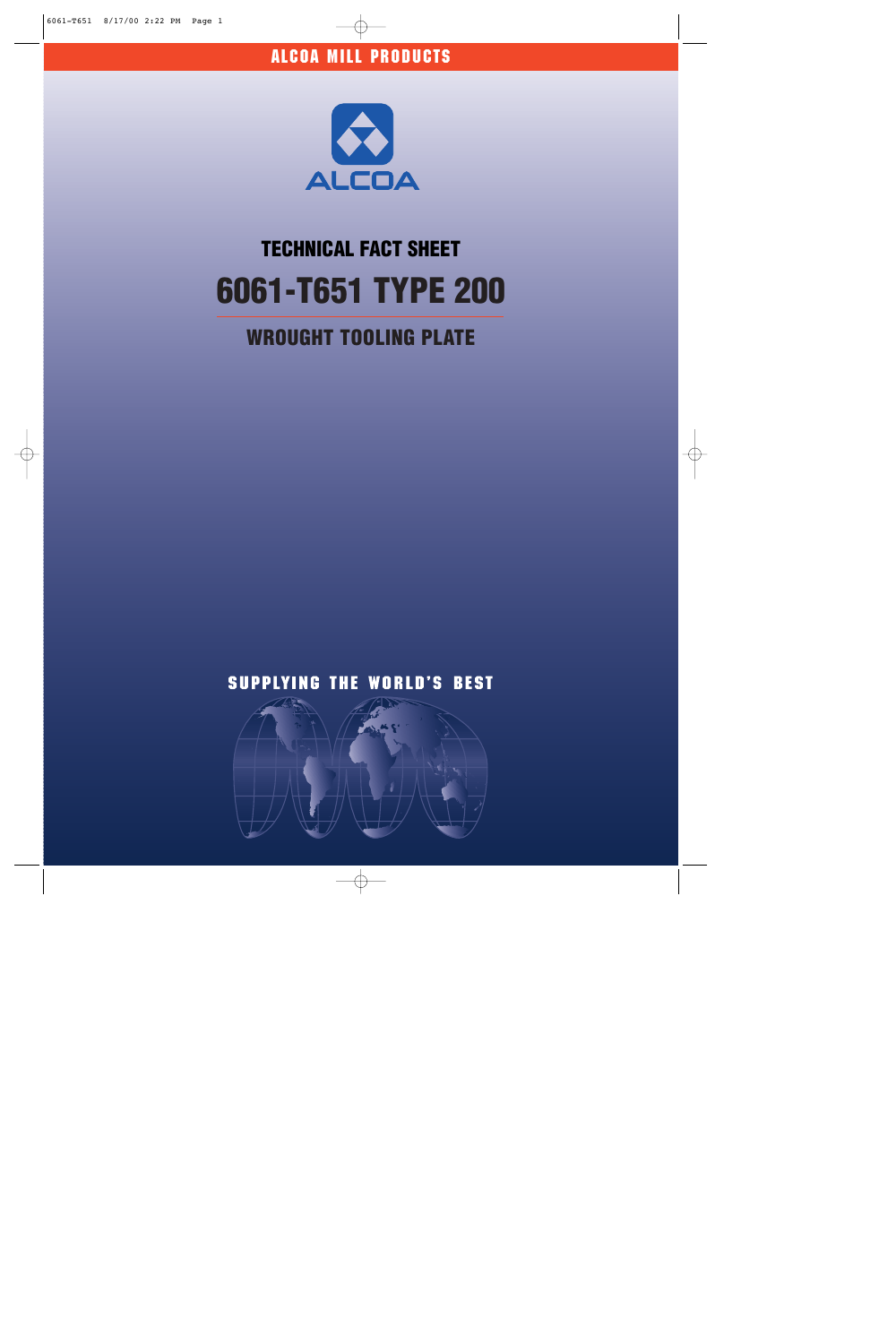ALCOA MILL PRODUCTS

ALCOA

## TECHNICAL FACT SHEET

# 6061-T651 TYPE 200

## WROUGHT TOOLING PLATE

SUPPLYING THE WORLD'S BEST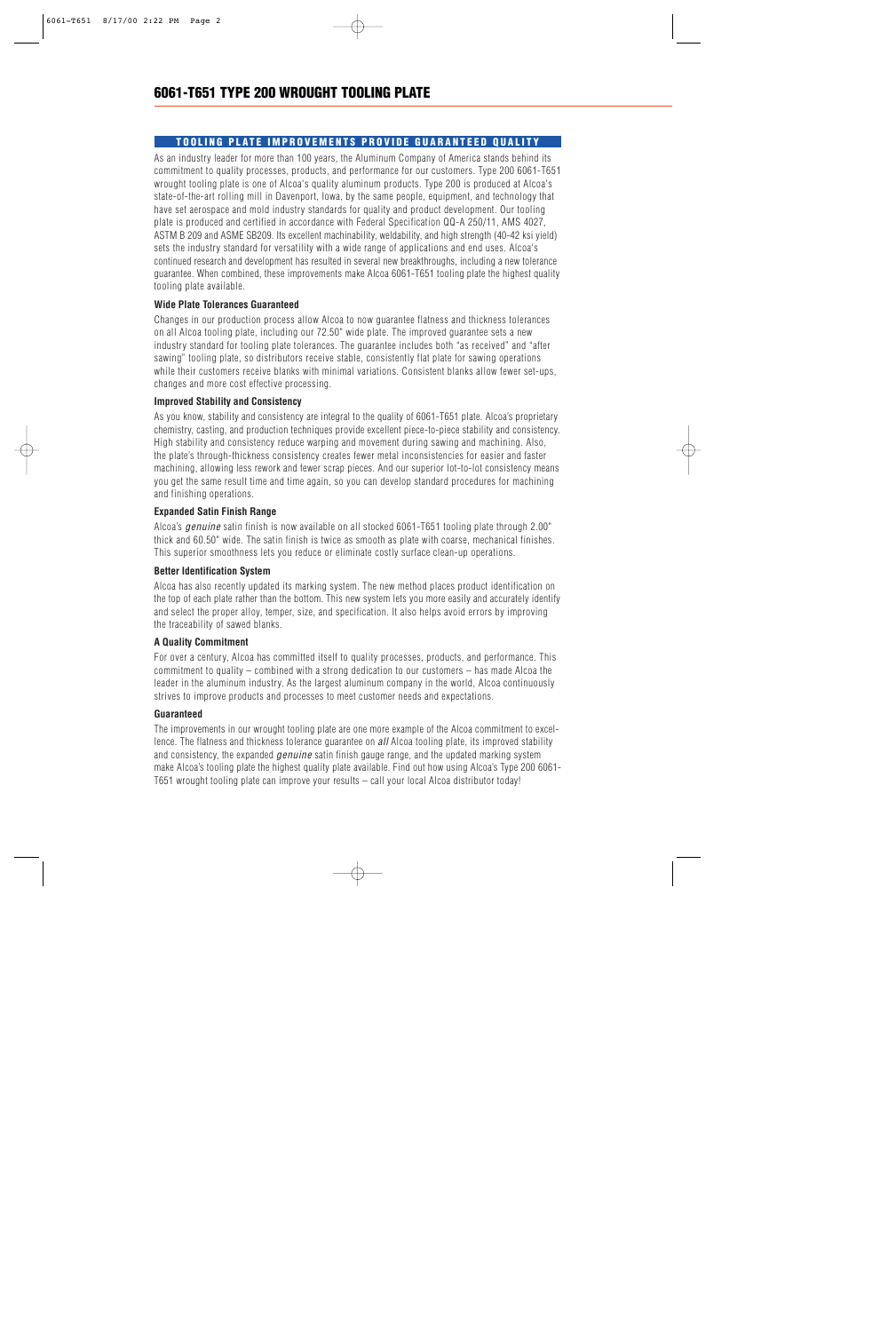# 6061-T651 TYPE 200 WROUGHT TOOLING PLATE

## TOOLING PLATE IMPROVEMENTS PROVIDE GUARANTEED QUALITY

As an industry leader for more than 100 years, the Aluminum Company of America stands behind its commitment to quality processes, products, and performance for our customers. Type 200 6061-T651 wrought tooling plate is one of Alcoa's quality aluminum products. Type 200 is produced at Alcoa's state-of-the-art rolling mill in Davenport, Iowa, by the same people, equipment, and technology that have set aerospace and mold industry standards for quality and product development. Our tooling plate is produced and certified in accordance with Federal Specification QQ-A 250/11, AMS 4027, ASTM B 209 and ASME SB209. Its excellent machinability, weldability, and high strength (40-42 ksi yield) sets the industry standard for versatility with a wide range of applications and end uses. Alcoa's continued research and development has resulted in several new breakthroughs, including a new tolerance guarantee. When combined, these improvements make Alcoa 6061-T651 tooling plate the highest quality tooling plate available.

### Wide Plate Tolerances Guaranteed

Changes in our production process allow Alcoa to now guarantee flatness and thickness tolerances on all Alcoa tooling plate, including our 72.50" wide plate. The improved guarantee sets a new industry standard for tooling plate tolerances. The guarantee includes both "as received" and "after sawing" tooling plate, so distributors receive stable, consistently flat plate for sawing operations while their customers receive blanks with minimal variations. Consistent blanks allow fewer set-ups, changes and more cost effective processing.

### Improved Stability and Consistency

As you know, stability and consistency are integral to the quality of 6061-T651 plate. Alcoa's proprietary chemistry, casting, and production techniques provide excellent piece-to-piece stability and consistency. High stability and consistency reduce warping and movement during sawing and machining. Also, the plate's through-thickness consistency creates fewer metal inconsistencies for easier and faster machining, allowing less rework and fewer scrap pieces. And our superior lot-to-lot consistency means you get the same result time and time again, so you can develop standard procedures for machining and finishing operations.

### Expanded Satin Finish Range

Alcoa's *genuine* satin finish is now available on all stocked 6061-T651 tooling plate through 2.00" thick and 60.50" wide. The satin finish is twice as smooth as plate with coarse, mechanical finishes. This superior smoothness lets you reduce or eliminate costly surface clean-up operations.

### Better Identification System

Alcoa has also recently updated its marking system. The new method places product identification on the top of each plate rather than the bottom. This new system lets you more easily and accurately identify and select the proper alloy, temper, size, and specification. It also helps avoid errors by improving the traceability of sawed blanks.

### A Quality Commitment

For over a century, Alcoa has committed itself to quality processes, products, and performance. This commitment to quality – combined with a strong dedication to our customers – has made Alcoa the leader in the aluminum industry. As the largest aluminum company in the world, Alcoa continuously strives to improve products and processes to meet customer needs and expectations.

### Guaranteed

The improvements in our wrought tooling plate are one more example of the Alcoa commitment to excellence. The flatness and thickness tolerance guarantee on *all* Alcoa tooling plate, its improved stability and consistency, the expanded *genuine* satin finish gauge range, and the updated marking system make Alcoa's tooling plate the highest quality plate available. Find out how using Alcoa's Type 200 6061-T651 wrought tooling plate can improve your results – call your local Alcoa distributor today!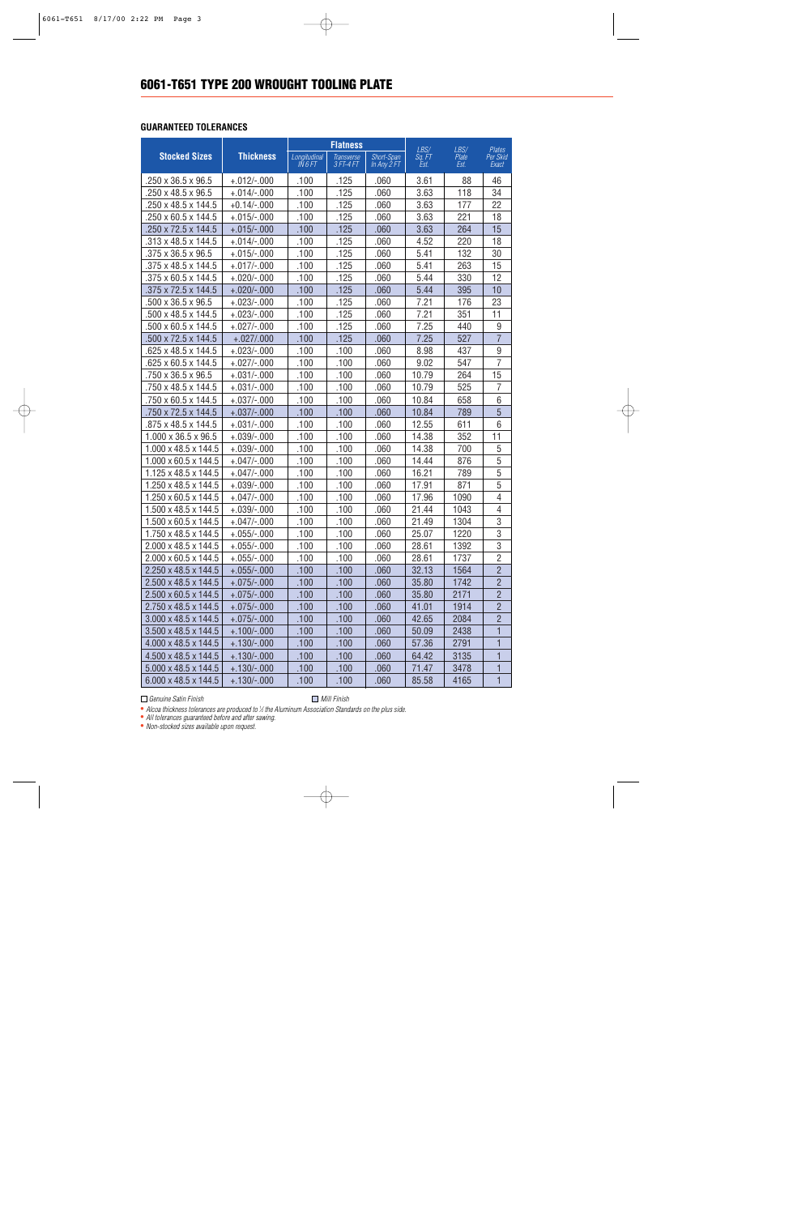# 6061-T651 TYPE 200 WROUGHT TOOLING PLATE

## GUARANTEED TOLERANCES

| Stocked Sizes | Thickness | Flatness | | | LBS/ Sq. FT Est. | LBS/ Plate Est. | Plates Per Skid Exact |
|---|---|---|---|---|---|---|---|
| | | Longitudinal IN 6 FT | Transverse 3 FT-4 FT | Short-Span In Any 2 FT | | | |
| .250 x 36.5 x 96.5 | +.012/-.000 | .100 | .125 | .060 | 3.61 | 88 | 46 |
| .250 x 48.5 x 96.5 | +.014/-.000 | .100 | .125 | .060 | 3.63 | 118 | 34 |
| .250 x 48.5 x 144.5 | +0.14/-.000 | .100 | .125 | .060 | 3.63 | 177 | 22 |
| .250 x 60.5 x 144.5 | +.015/-.000 | .100 | .125 | .060 | 3.63 | 221 | 18 |
| .250 x 72.5 x 144.5 | +.015/-.000 | .100 | .125 | .060 | 3.63 | 264 | 15 |
| .313 x 48.5 x 144.5 | +.014/-.000 | .100 | .125 | .060 | 4.52 | 220 | 18 |
| .375 x 36.5 x 96.5 | +.015/-.000 | .100 | .125 | .060 | 5.41 | 132 | 30 |
| .375 x 48.5 x 144.5 | +.017/-.000 | .100 | .125 | .060 | 5.41 | 263 | 15 |
| .375 x 60.5 x 144.5 | +.020/-.000 | .100 | .125 | .060 | 5.44 | 330 | 12 |
| .375 x 72.5 x 144.5 | +.020/-.000 | .100 | .125 | .060 | 5.44 | 395 | 10 |
| .500 x 36.5 x 96.5 | +.023/-.000 | .100 | .125 | .060 | 7.21 | 176 | 23 |
| .500 x 48.5 x 144.5 | +.023/-.000 | .100 | .125 | .060 | 7.21 | 351 | 11 |
| .500 x 60.5 x 144.5 | +.027/-.000 | .100 | .125 | .060 | 7.25 | 440 | 9 |
| .500 x 72.5 x 144.5 | +.027/.000 | .100 | .125 | .060 | 7.25 | 527 | 7 |
| .625 x 48.5 x 144.5 | +.023/-.000 | .100 | .100 | .060 | 8.98 | 437 | 9 |
| .625 x 60.5 x 144.5 | +.027/-.000 | .100 | .100 | .060 | 9.02 | 547 | 7 |
| .750 x 36.5 x 96.5 | +.031/-.000 | .100 | .100 | .060 | 10.79 | 264 | 15 |
| .750 x 48.5 x 144.5 | +.031/-.000 | .100 | .100 | .060 | 10.79 | 525 | 7 |
| .750 x 60.5 x 144.5 | +.037/-.000 | .100 | .100 | .060 | 10.84 | 658 | 6 |
| .750 x 72.5 x 144.5 | +.037/-.000 | .100 | .100 | .060 | 10.84 | 789 | 5 |
| .875 x 48.5 x 144.5 | +.031/-.000 | .100 | .100 | .060 | 12.55 | 611 | 6 |
| 1.000 x 36.5 x 96.5 | +.039/-.000 | .100 | .100 | .060 | 14.38 | 352 | 11 |
| 1.000 x 48.5 x 144.5 | +.039/-.000 | .100 | .100 | .060 | 14.38 | 700 | 5 |
| 1.000 x 60.5 x 144.5 | +.047/-.000 | .100 | .100 | .060 | 14.44 | 876 | 5 |
| 1.125 x 48.5 x 144.5 | +.047/-.000 | .100 | .100 | .060 | 16.21 | 789 | 5 |
| 1.250 x 48.5 x 144.5 | +.039/-.000 | .100 | .100 | .060 | 17.91 | 871 | 5 |
| 1.250 x 60.5 x 144.5 | +.047/-.000 | .100 | .100 | .060 | 17.96 | 1090 | 4 |
| 1.500 x 48.5 x 144.5 | +.039/-.000 | .100 | .100 | .060 | 21.44 | 1043 | 4 |
| 1.500 x 60.5 x 144.5 | +.047/-.000 | .100 | .100 | .060 | 21.49 | 1304 | 3 |
| 1.750 x 48.5 x 144.5 | +.055/-.000 | .100 | .100 | .060 | 25.07 | 1220 | 3 |
| 2.000 x 48.5 x 144.5 | +.055/-.000 | .100 | .100 | .060 | 28.61 | 1392 | 3 |
| 2.000 x 60.5 x 144.5 | +.055/-.000 | .100 | .100 | .060 | 28.61 | 1737 | 2 |
| 2.250 x 48.5 x 144.5 | +.055/-.000 | .100 | .100 | .060 | 32.13 | 1564 | 2 |
| 2.500 x 48.5 x 144.5 | +.075/-.000 | .100 | .100 | .060 | 35.80 | 1742 | 2 |
| 2.500 x 60.5 x 144.5 | +.075/-.000 | .100 | .100 | .060 | 35.80 | 2171 | 2 |
| 2.750 x 48.5 x 144.5 | +.075/-.000 | .100 | .100 | .060 | 41.01 | 1914 | 2 |
| 3.000 x 48.5 x 144.5 | +.075/-.000 | .100 | .100 | .060 | 42.65 | 2084 | 2 |
| 3.500 x 48.5 x 144.5 | +.100/-.000 | .100 | .100 | .060 | 50.09 | 2438 | 1 |
| 4.000 x 48.5 x 144.5 | +.130/-.000 | .100 | .100 | .060 | 57.36 | 2791 | 1 |
| 4.500 x 48.5 x 144.5 | +.130/-.000 | .100 | .100 | .060 | 64.42 | 3135 | 1 |
| 5.000 x 48.5 x 144.5 | +.130/-.000 | .100 | .100 | .060 | 71.47 | 3478 | 1 |
| 6.000 x 48.5 x 144.5 | +.130/-.000 | .100 | .100 | .060 | 85.58 | 4165 | 1 |

☐ *Genuine Satin Finish* ■ *Mill Finish*

- *Alcoa thickness tolerances are produced to ½ the Aluminum Association Standards on the plus side.*
- *All tolerances guaranteed before and after sawing.*
- *Non-stocked sizes available upon request.*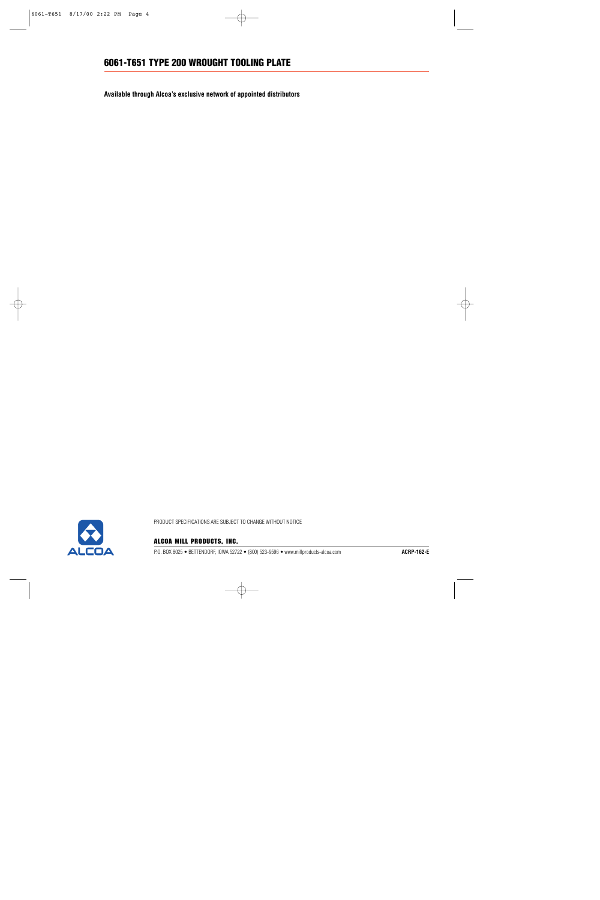## 6061-T651 TYPE 200 WROUGHT TOOLING PLATE

**Available through Alcoa's exclusive network of appointed distributors**

ALCOA

PRODUCT SPECIFICATIONS ARE SUBJECT TO CHANGE WITHOUT NOTICE

**ALCOA MILL PRODUCTS, INC.**

P.O. BOX 8025 • BETTENDORF, IOWA 52722 • (800) 523-9596 • www.millproducts-alcoa.com

**ACRP-162-E**